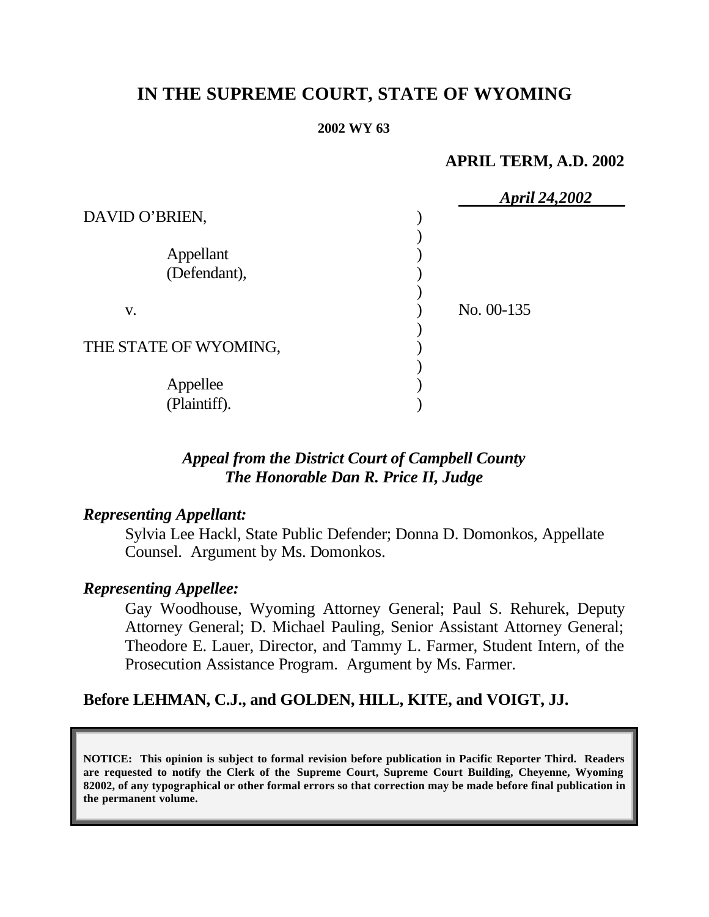# IN THE SUPREME COURT, STATE OF WYOMING

**2002 WY 63**

**APRIL TERM, A.D. 2002**

*April 24,2002*

DAVID O'BRIEN,

Appellant
(Defendant),

v.

THE STATE OF WYOMING,

Appellee
(Plaintiff).

No. 00-135

***Appeal from the District Court of Campbell County***
***The Honorable Dan R. Price II, Judge***

***Representing Appellant:***

Sylvia Lee Hackl, State Public Defender; Donna D. Domonkos, Appellate Counsel. Argument by Ms. Domonkos.

***Representing Appellee:***

Gay Woodhouse, Wyoming Attorney General; Paul S. Rehurek, Deputy Attorney General; D. Michael Pauling, Senior Assistant Attorney General; Theodore E. Lauer, Director, and Tammy L. Farmer, Student Intern, of the Prosecution Assistance Program. Argument by Ms. Farmer.

**Before LEHMAN, C.J., and GOLDEN, HILL, KITE, and VOIGT, JJ.**

**NOTICE: This opinion is subject to formal revision before publication in Pacific Reporter Third. Readers are requested to notify the Clerk of the Supreme Court, Supreme Court Building, Cheyenne, Wyoming 82002, of any typographical or other formal errors so that correction may be made before final publication in the permanent volume.**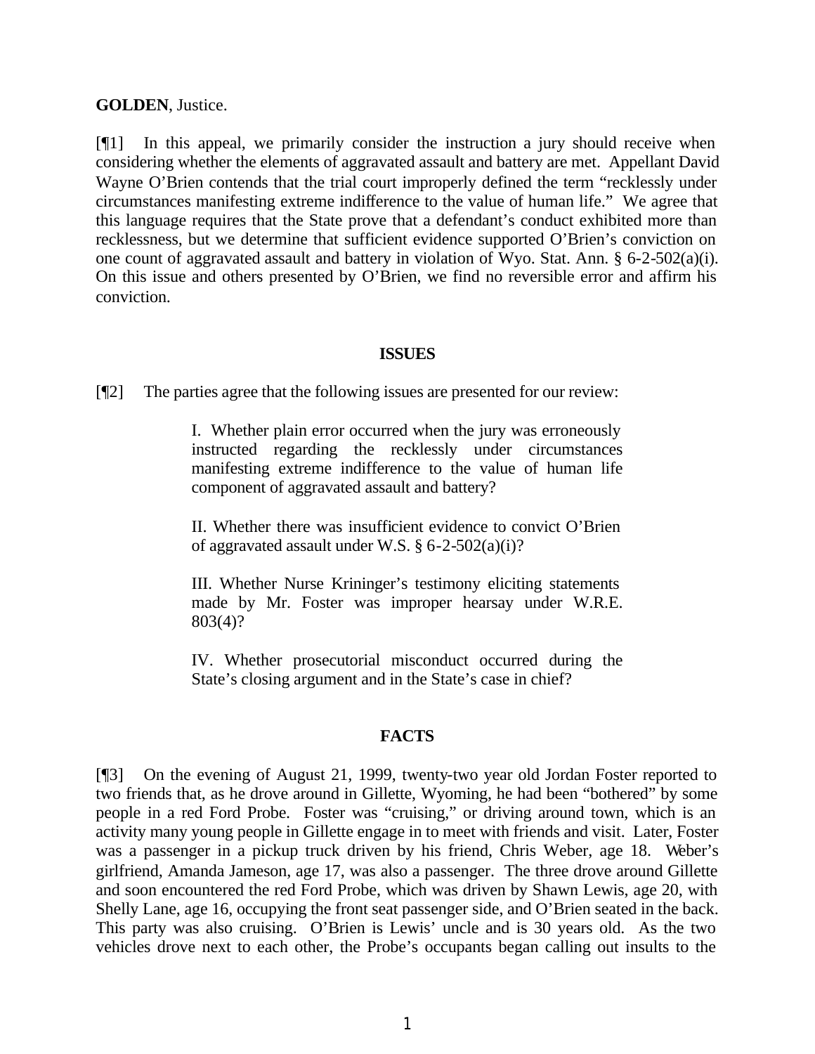**GOLDEN**, Justice.

[¶1] In this appeal, we primarily consider the instruction a jury should receive when considering whether the elements of aggravated assault and battery are met. Appellant David Wayne O'Brien contends that the trial court improperly defined the term "recklessly under circumstances manifesting extreme indifference to the value of human life." We agree that this language requires that the State prove that a defendant's conduct exhibited more than recklessness, but we determine that sufficient evidence supported O'Brien's conviction on one count of aggravated assault and battery in violation of Wyo. Stat. Ann. § 6-2-502(a)(i). On this issue and others presented by O'Brien, we find no reversible error and affirm his conviction.

## ISSUES

[¶2] The parties agree that the following issues are presented for our review:

> I. Whether plain error occurred when the jury was erroneously instructed regarding the recklessly under circumstances manifesting extreme indifference to the value of human life component of aggravated assault and battery?
>
> II. Whether there was insufficient evidence to convict O'Brien of aggravated assault under W.S. § 6-2-502(a)(i)?
>
> III. Whether Nurse Krininger's testimony eliciting statements made by Mr. Foster was improper hearsay under W.R.E. 803(4)?
>
> IV. Whether prosecutorial misconduct occurred during the State's closing argument and in the State's case in chief?

## FACTS

[¶3] On the evening of August 21, 1999, twenty-two year old Jordan Foster reported to two friends that, as he drove around in Gillette, Wyoming, he had been "bothered" by some people in a red Ford Probe. Foster was "cruising," or driving around town, which is an activity many young people in Gillette engage in to meet with friends and visit. Later, Foster was a passenger in a pickup truck driven by his friend, Chris Weber, age 18. Weber's girlfriend, Amanda Jameson, age 17, was also a passenger. The three drove around Gillette and soon encountered the red Ford Probe, which was driven by Shawn Lewis, age 20, with Shelly Lane, age 16, occupying the front seat passenger side, and O'Brien seated in the back. This party was also cruising. O'Brien is Lewis' uncle and is 30 years old. As the two vehicles drove next to each other, the Probe's occupants began calling out insults to the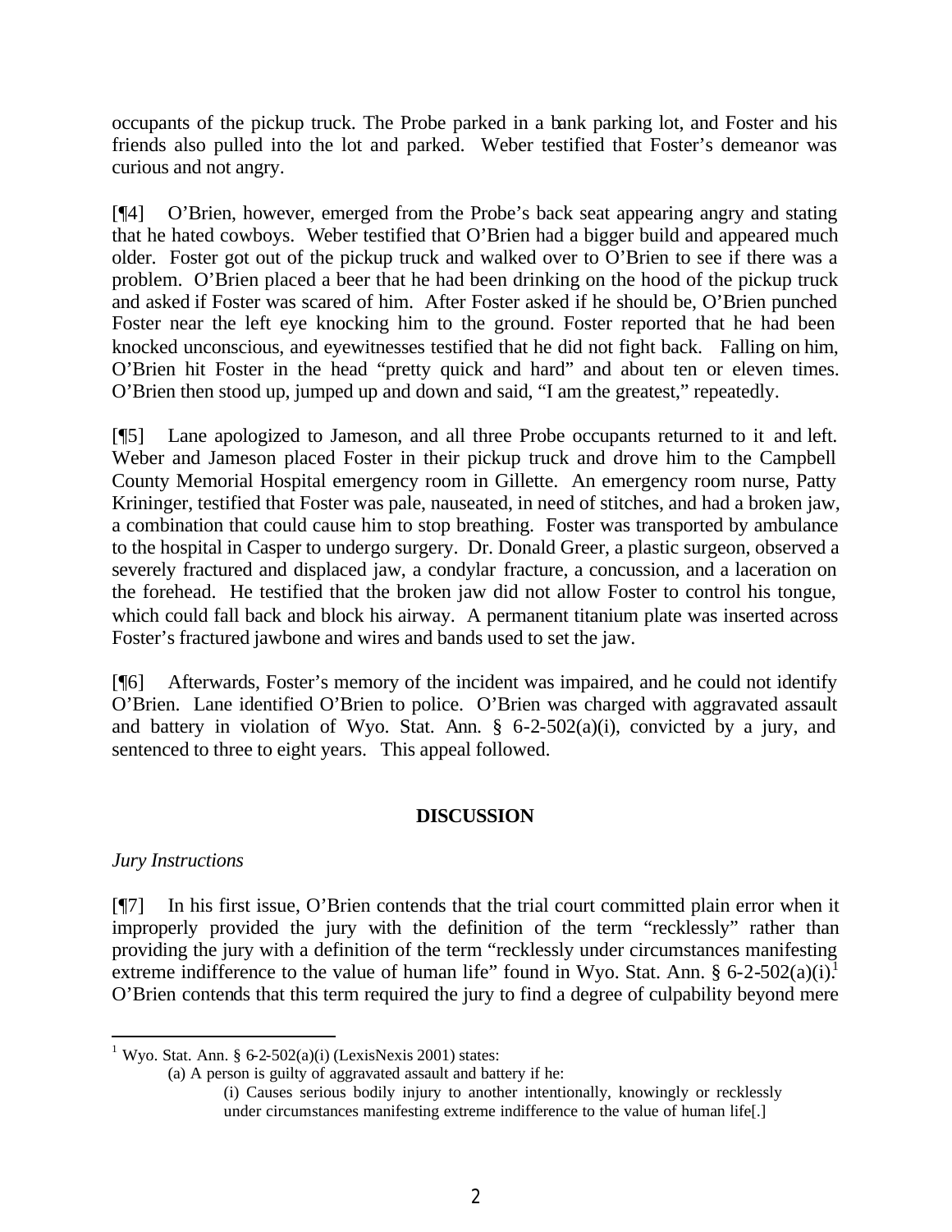occupants of the pickup truck. The Probe parked in a bank parking lot, and Foster and his friends also pulled into the lot and parked. Weber testified that Foster's demeanor was curious and not angry.

[¶4] O'Brien, however, emerged from the Probe's back seat appearing angry and stating that he hated cowboys. Weber testified that O'Brien had a bigger build and appeared much older. Foster got out of the pickup truck and walked over to O'Brien to see if there was a problem. O'Brien placed a beer that he had been drinking on the hood of the pickup truck and asked if Foster was scared of him. After Foster asked if he should be, O'Brien punched Foster near the left eye knocking him to the ground. Foster reported that he had been knocked unconscious, and eyewitnesses testified that he did not fight back. Falling on him, O'Brien hit Foster in the head "pretty quick and hard" and about ten or eleven times. O'Brien then stood up, jumped up and down and said, "I am the greatest," repeatedly.

[¶5] Lane apologized to Jameson, and all three Probe occupants returned to it and left. Weber and Jameson placed Foster in their pickup truck and drove him to the Campbell County Memorial Hospital emergency room in Gillette. An emergency room nurse, Patty Krininger, testified that Foster was pale, nauseated, in need of stitches, and had a broken jaw, a combination that could cause him to stop breathing. Foster was transported by ambulance to the hospital in Casper to undergo surgery. Dr. Donald Greer, a plastic surgeon, observed a severely fractured and displaced jaw, a condylar fracture, a concussion, and a laceration on the forehead. He testified that the broken jaw did not allow Foster to control his tongue, which could fall back and block his airway. A permanent titanium plate was inserted across Foster's fractured jawbone and wires and bands used to set the jaw.

[¶6] Afterwards, Foster's memory of the incident was impaired, and he could not identify O'Brien. Lane identified O'Brien to police. O'Brien was charged with aggravated assault and battery in violation of Wyo. Stat. Ann. § 6-2-502(a)(i), convicted by a jury, and sentenced to three to eight years. This appeal followed.

## DISCUSSION

*Jury Instructions*

[¶7] In his first issue, O'Brien contends that the trial court committed plain error when it improperly provided the jury with the definition of the term "recklessly" rather than providing the jury with a definition of the term "recklessly under circumstances manifesting extreme indifference to the value of human life" found in Wyo. Stat. Ann. § 6-2-502(a)(i).[1] O'Brien contends that this term required the jury to find a degree of culpability beyond mere

---

[1] Wyo. Stat. Ann. § 6-2-502(a)(i) (LexisNexis 2001) states:

> (a) A person is guilty of aggravated assault and battery if he:
>
> > (i) Causes serious bodily injury to another intentionally, knowingly or recklessly under circumstances manifesting extreme indifference to the value of human life[.]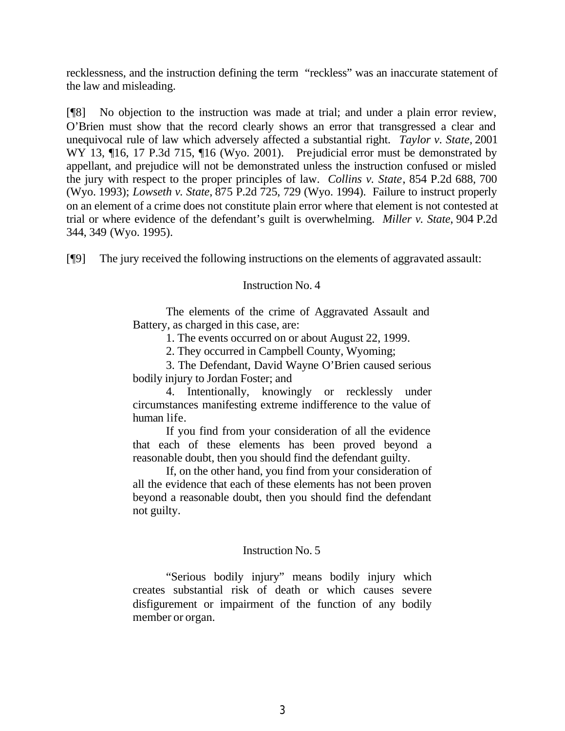recklessness, and the instruction defining the term "reckless" was an inaccurate statement of the law and misleading.

[¶8] No objection to the instruction was made at trial; and under a plain error review, O'Brien must show that the record clearly shows an error that transgressed a clear and unequivocal rule of law which adversely affected a substantial right. *Taylor v. State*, 2001 WY 13, ¶16, 17 P.3d 715, ¶16 (Wyo. 2001). Prejudicial error must be demonstrated by appellant, and prejudice will not be demonstrated unless the instruction confused or misled the jury with respect to the proper principles of law. *Collins v. State*, 854 P.2d 688, 700 (Wyo. 1993); *Lowseth v. State*, 875 P.2d 725, 729 (Wyo. 1994). Failure to instruct properly on an element of a crime does not constitute plain error where that element is not contested at trial or where evidence of the defendant's guilt is overwhelming. *Miller v. State*, 904 P.2d 344, 349 (Wyo. 1995).

[¶9] The jury received the following instructions on the elements of aggravated assault:

> Instruction No. 4
>
> The elements of the crime of Aggravated Assault and Battery, as charged in this case, are:
>
> 1. The events occurred on or about August 22, 1999.
>
> 2. They occurred in Campbell County, Wyoming;
>
> 3. The Defendant, David Wayne O'Brien caused serious bodily injury to Jordan Foster; and
>
> 4. Intentionally, knowingly or recklessly under circumstances manifesting extreme indifference to the value of human life.
>
> If you find from your consideration of all the evidence that each of these elements has been proved beyond a reasonable doubt, then you should find the defendant guilty.
>
> If, on the other hand, you find from your consideration of all the evidence that each of these elements has not been proven beyond a reasonable doubt, then you should find the defendant not guilty.
>
> Instruction No. 5
>
> "Serious bodily injury" means bodily injury which creates substantial risk of death or which causes severe disfigurement or impairment of the function of any bodily member or organ.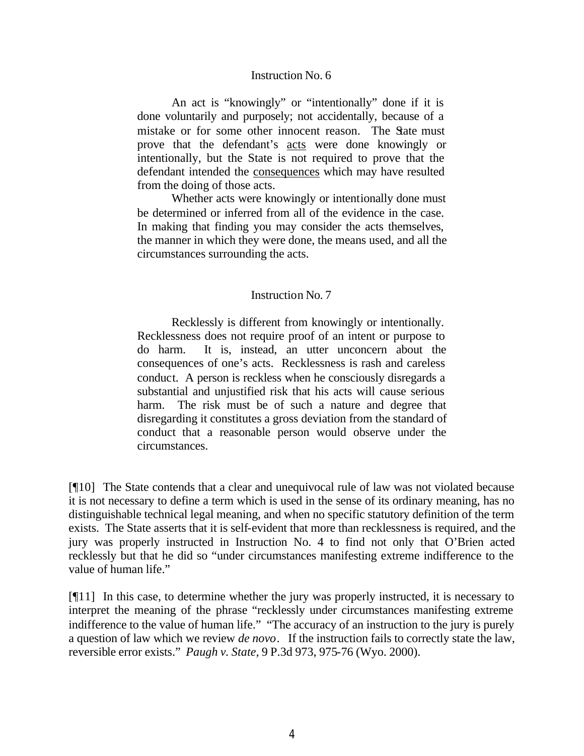Instruction No. 6

> An act is "knowingly" or "intentionally" done if it is done voluntarily and purposely; not accidentally, because of a mistake or for some other innocent reason. The State must prove that the defendant's <u>acts</u> were done knowingly or intentionally, but the State is not required to prove that the defendant intended the <u>consequences</u> which may have resulted from the doing of those acts.
>
> Whether acts were knowingly or intentionally done must be determined or inferred from all of the evidence in the case. In making that finding you may consider the acts themselves, the manner in which they were done, the means used, and all the circumstances surrounding the acts.

Instruction No. 7

> Recklessly is different from knowingly or intentionally. Recklessness does not require proof of an intent or purpose to do harm. It is, instead, an utter unconcern about the consequences of one's acts. Recklessness is rash and careless conduct. A person is reckless when he consciously disregards a substantial and unjustified risk that his acts will cause serious harm. The risk must be of such a nature and degree that disregarding it constitutes a gross deviation from the standard of conduct that a reasonable person would observe under the circumstances.

[¶10] The State contends that a clear and unequivocal rule of law was not violated because it is not necessary to define a term which is used in the sense of its ordinary meaning, has no distinguishable technical legal meaning, and when no specific statutory definition of the term exists. The State asserts that it is self-evident that more than recklessness is required, and the jury was properly instructed in Instruction No. 4 to find not only that O'Brien acted recklessly but that he did so "under circumstances manifesting extreme indifference to the value of human life."

[¶11] In this case, to determine whether the jury was properly instructed, it is necessary to interpret the meaning of the phrase "recklessly under circumstances manifesting extreme indifference to the value of human life." "The accuracy of an instruction to the jury is purely a question of law which we review *de novo*. If the instruction fails to correctly state the law, reversible error exists." *Paugh v. State*, 9 P.3d 973, 975-76 (Wyo. 2000).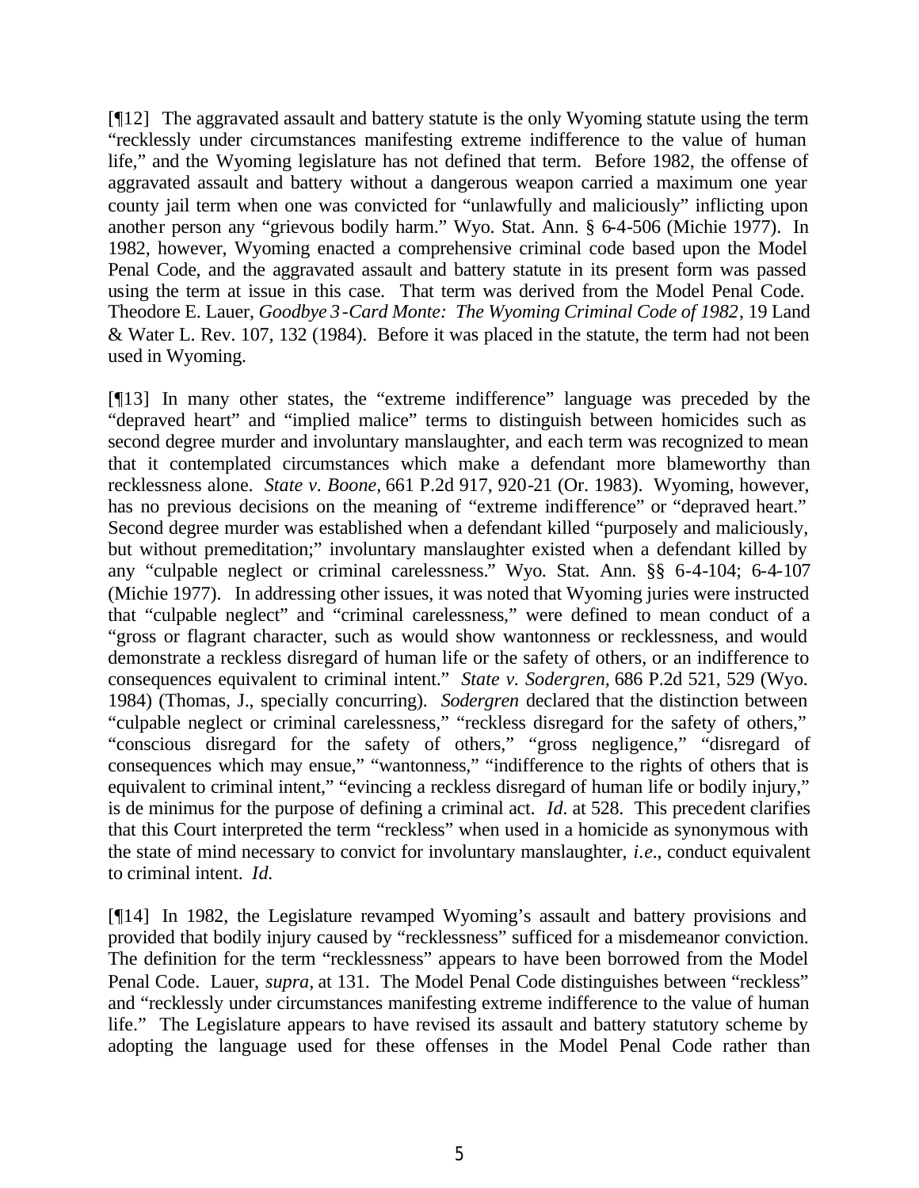[¶12] The aggravated assault and battery statute is the only Wyoming statute using the term "recklessly under circumstances manifesting extreme indifference to the value of human life," and the Wyoming legislature has not defined that term. Before 1982, the offense of aggravated assault and battery without a dangerous weapon carried a maximum one year county jail term when one was convicted for "unlawfully and maliciously" inflicting upon another person any "grievous bodily harm." Wyo. Stat. Ann. § 6-4-506 (Michie 1977). In 1982, however, Wyoming enacted a comprehensive criminal code based upon the Model Penal Code, and the aggravated assault and battery statute in its present form was passed using the term at issue in this case. That term was derived from the Model Penal Code. Theodore E. Lauer, *Goodbye 3-Card Monte: The Wyoming Criminal Code of 1982*, 19 Land & Water L. Rev. 107, 132 (1984). Before it was placed in the statute, the term had not been used in Wyoming.

[¶13] In many other states, the "extreme indifference" language was preceded by the "depraved heart" and "implied malice" terms to distinguish between homicides such as second degree murder and involuntary manslaughter, and each term was recognized to mean that it contemplated circumstances which make a defendant more blameworthy than recklessness alone. *State v. Boone,* 661 P.2d 917, 920-21 (Or. 1983). Wyoming, however, has no previous decisions on the meaning of "extreme indifference" or "depraved heart." Second degree murder was established when a defendant killed "purposely and maliciously, but without premeditation;" involuntary manslaughter existed when a defendant killed by any "culpable neglect or criminal carelessness." Wyo. Stat. Ann. §§ 6-4-104; 6-4-107 (Michie 1977). In addressing other issues, it was noted that Wyoming juries were instructed that "culpable neglect" and "criminal carelessness," were defined to mean conduct of a "gross or flagrant character, such as would show wantonness or recklessness, and would demonstrate a reckless disregard of human life or the safety of others, or an indifference to consequences equivalent to criminal intent." *State v. Sodergren,* 686 P.2d 521, 529 (Wyo. 1984) (Thomas, J., specially concurring). *Sodergren* declared that the distinction between "culpable neglect or criminal carelessness," "reckless disregard for the safety of others," "conscious disregard for the safety of others," "gross negligence," "disregard of consequences which may ensue," "wantonness," "indifference to the rights of others that is equivalent to criminal intent," "evincing a reckless disregard of human life or bodily injury," is de minimus for the purpose of defining a criminal act. *Id.* at 528. This precedent clarifies that this Court interpreted the term "reckless" when used in a homicide as synonymous with the state of mind necessary to convict for involuntary manslaughter, *i.e.*, conduct equivalent to criminal intent. *Id.*

[¶14] In 1982, the Legislature revamped Wyoming's assault and battery provisions and provided that bodily injury caused by "recklessness" sufficed for a misdemeanor conviction. The definition for the term "recklessness" appears to have been borrowed from the Model Penal Code. Lauer, *supra,* at 131. The Model Penal Code distinguishes between "reckless" and "recklessly under circumstances manifesting extreme indifference to the value of human life." The Legislature appears to have revised its assault and battery statutory scheme by adopting the language used for these offenses in the Model Penal Code rather than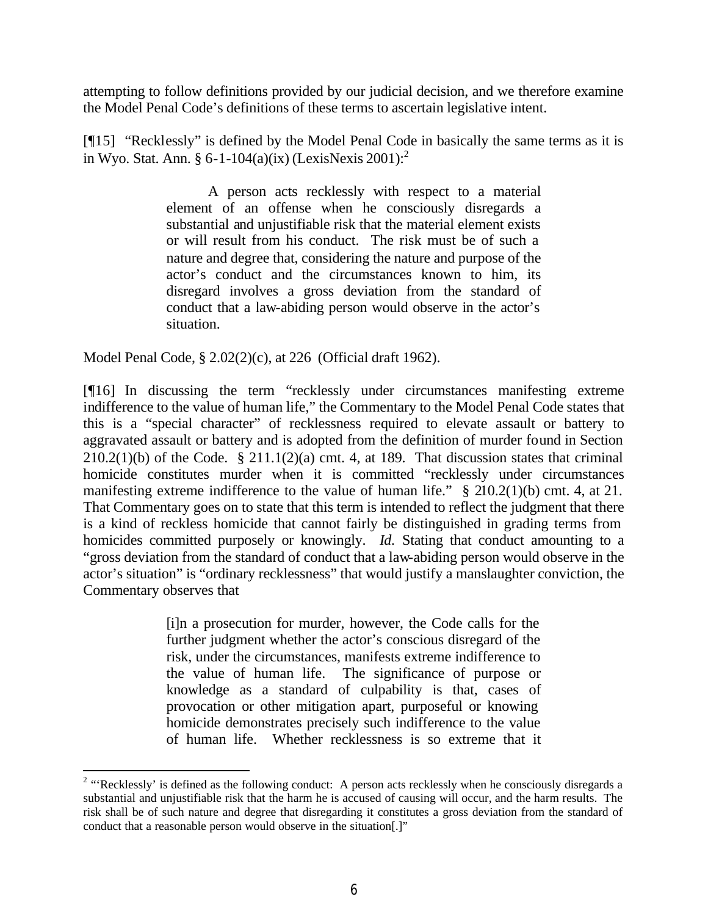attempting to follow definitions provided by our judicial decision, and we therefore examine the Model Penal Code's definitions of these terms to ascertain legislative intent.

[¶15] "Recklessly" is defined by the Model Penal Code in basically the same terms as it is in Wyo. Stat. Ann. § 6-1-104(a)(ix) (LexisNexis 2001):[2]

> A person acts recklessly with respect to a material element of an offense when he consciously disregards a substantial and unjustifiable risk that the material element exists or will result from his conduct. The risk must be of such a nature and degree that, considering the nature and purpose of the actor's conduct and the circumstances known to him, its disregard involves a gross deviation from the standard of conduct that a law-abiding person would observe in the actor's situation.

Model Penal Code, § 2.02(2)(c), at 226 (Official draft 1962).

[¶16] In discussing the term "recklessly under circumstances manifesting extreme indifference to the value of human life," the Commentary to the Model Penal Code states that this is a "special character" of recklessness required to elevate assault or battery to aggravated assault or battery and is adopted from the definition of murder found in Section 210.2(1)(b) of the Code. § 211.1(2)(a) cmt. 4, at 189. That discussion states that criminal homicide constitutes murder when it is committed "recklessly under circumstances manifesting extreme indifference to the value of human life." § 210.2(1)(b) cmt. 4, at 21. That Commentary goes on to state that this term is intended to reflect the judgment that there is a kind of reckless homicide that cannot fairly be distinguished in grading terms from homicides committed purposely or knowingly. *Id.* Stating that conduct amounting to a "gross deviation from the standard of conduct that a law-abiding person would observe in the actor's situation" is "ordinary recklessness" that would justify a manslaughter conviction, the Commentary observes that

> [i]n a prosecution for murder, however, the Code calls for the further judgment whether the actor's conscious disregard of the risk, under the circumstances, manifests extreme indifference to the value of human life. The significance of purpose or knowledge as a standard of culpability is that, cases of provocation or other mitigation apart, purposeful or knowing homicide demonstrates precisely such indifference to the value of human life. Whether recklessness is so extreme that it

---

[2] "'Recklessly' is defined as the following conduct: A person acts recklessly when he consciously disregards a substantial and unjustifiable risk that the harm he is accused of causing will occur, and the harm results. The risk shall be of such nature and degree that disregarding it constitutes a gross deviation from the standard of conduct that a reasonable person would observe in the situation[.]"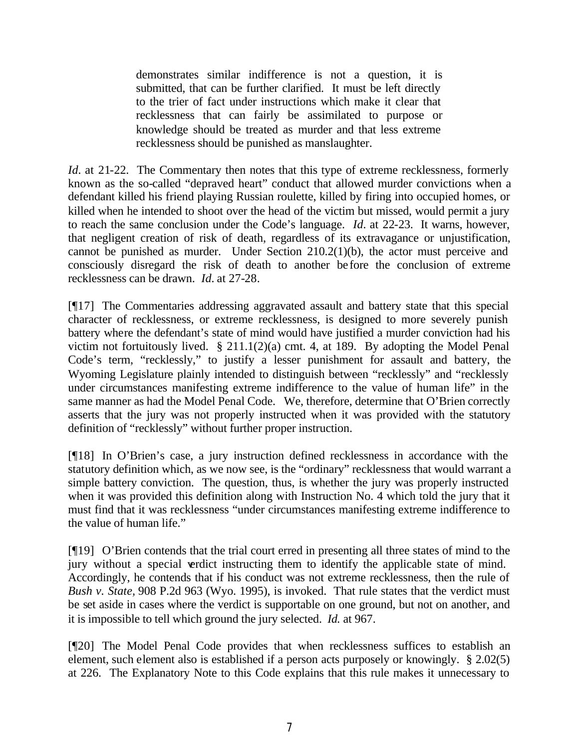> demonstrates similar indifference is not a question, it is submitted, that can be further clarified. It must be left directly to the trier of fact under instructions which make it clear that recklessness that can fairly be assimilated to purpose or knowledge should be treated as murder and that less extreme recklessness should be punished as manslaughter.

*Id*. at 21-22. The Commentary then notes that this type of extreme recklessness, formerly known as the so-called "depraved heart" conduct that allowed murder convictions when a defendant killed his friend playing Russian roulette, killed by firing into occupied homes, or killed when he intended to shoot over the head of the victim but missed, would permit a jury to reach the same conclusion under the Code's language. *Id*. at 22-23. It warns, however, that negligent creation of risk of death, regardless of its extravagance or unjustification, cannot be punished as murder. Under Section 210.2(1)(b), the actor must perceive and consciously disregard the risk of death to another before the conclusion of extreme recklessness can be drawn. *Id*. at 27-28.

[¶17] The Commentaries addressing aggravated assault and battery state that this special character of recklessness, or extreme recklessness, is designed to more severely punish battery where the defendant's state of mind would have justified a murder conviction had his victim not fortuitously lived. § 211.1(2)(a) cmt. 4, at 189. By adopting the Model Penal Code's term, "recklessly," to justify a lesser punishment for assault and battery, the Wyoming Legislature plainly intended to distinguish between "recklessly" and "recklessly under circumstances manifesting extreme indifference to the value of human life" in the same manner as had the Model Penal Code. We, therefore, determine that O'Brien correctly asserts that the jury was not properly instructed when it was provided with the statutory definition of "recklessly" without further proper instruction.

[¶18] In O'Brien's case, a jury instruction defined recklessness in accordance with the statutory definition which, as we now see, is the "ordinary" recklessness that would warrant a simple battery conviction. The question, thus, is whether the jury was properly instructed when it was provided this definition along with Instruction No. 4 which told the jury that it must find that it was recklessness "under circumstances manifesting extreme indifference to the value of human life."

[¶19] O'Brien contends that the trial court erred in presenting all three states of mind to the jury without a special verdict instructing them to identify the applicable state of mind. Accordingly, he contends that if his conduct was not extreme recklessness, then the rule of *Bush v. State,* 908 P.2d 963 (Wyo. 1995), is invoked. That rule states that the verdict must be set aside in cases where the verdict is supportable on one ground, but not on another, and it is impossible to tell which ground the jury selected. *Id.* at 967.

[¶20] The Model Penal Code provides that when recklessness suffices to establish an element, such element also is established if a person acts purposely or knowingly. § 2.02(5) at 226. The Explanatory Note to this Code explains that this rule makes it unnecessary to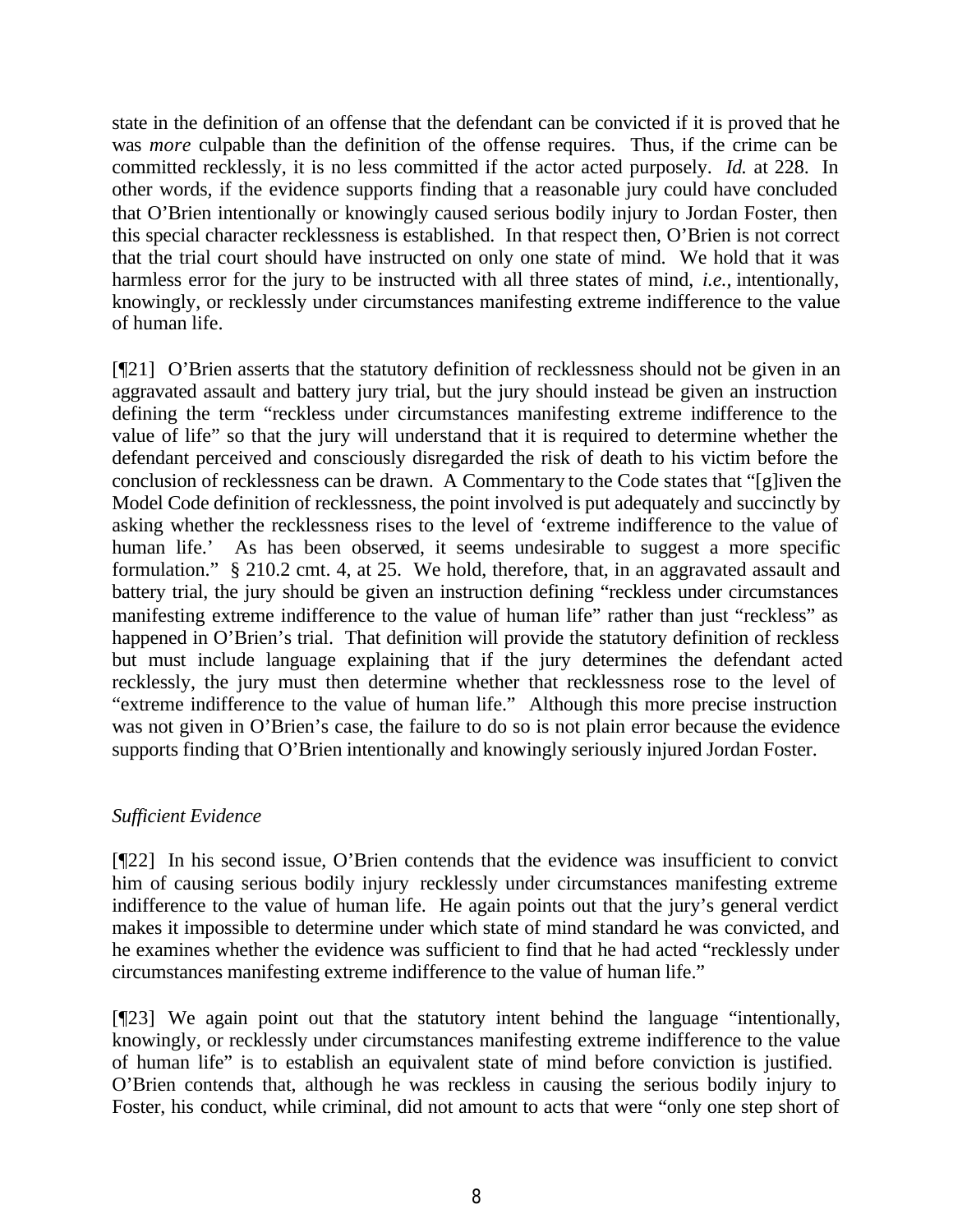state in the definition of an offense that the defendant can be convicted if it is proved that he was *more* culpable than the definition of the offense requires. Thus, if the crime can be committed recklessly, it is no less committed if the actor acted purposely. *Id.* at 228. In other words, if the evidence supports finding that a reasonable jury could have concluded that O'Brien intentionally or knowingly caused serious bodily injury to Jordan Foster, then this special character recklessness is established. In that respect then, O'Brien is not correct that the trial court should have instructed on only one state of mind. We hold that it was harmless error for the jury to be instructed with all three states of mind, *i.e.*, intentionally, knowingly, or recklessly under circumstances manifesting extreme indifference to the value of human life.

[¶21] O'Brien asserts that the statutory definition of recklessness should not be given in an aggravated assault and battery jury trial, but the jury should instead be given an instruction defining the term "reckless under circumstances manifesting extreme indifference to the value of life" so that the jury will understand that it is required to determine whether the defendant perceived and consciously disregarded the risk of death to his victim before the conclusion of recklessness can be drawn. A Commentary to the Code states that "[g]iven the Model Code definition of recklessness, the point involved is put adequately and succinctly by asking whether the recklessness rises to the level of 'extreme indifference to the value of human life.' As has been observed, it seems undesirable to suggest a more specific formulation." § 210.2 cmt. 4, at 25. We hold, therefore, that, in an aggravated assault and battery trial, the jury should be given an instruction defining "reckless under circumstances manifesting extreme indifference to the value of human life" rather than just "reckless" as happened in O'Brien's trial. That definition will provide the statutory definition of reckless but must include language explaining that if the jury determines the defendant acted recklessly, the jury must then determine whether that recklessness rose to the level of "extreme indifference to the value of human life." Although this more precise instruction was not given in O'Brien's case, the failure to do so is not plain error because the evidence supports finding that O'Brien intentionally and knowingly seriously injured Jordan Foster.

*Sufficient Evidence*

[¶22] In his second issue, O'Brien contends that the evidence was insufficient to convict him of causing serious bodily injury recklessly under circumstances manifesting extreme indifference to the value of human life. He again points out that the jury's general verdict makes it impossible to determine under which state of mind standard he was convicted, and he examines whether the evidence was sufficient to find that he had acted "recklessly under circumstances manifesting extreme indifference to the value of human life."

[¶23] We again point out that the statutory intent behind the language "intentionally, knowingly, or recklessly under circumstances manifesting extreme indifference to the value of human life" is to establish an equivalent state of mind before conviction is justified. O'Brien contends that, although he was reckless in causing the serious bodily injury to Foster, his conduct, while criminal, did not amount to acts that were "only one step short of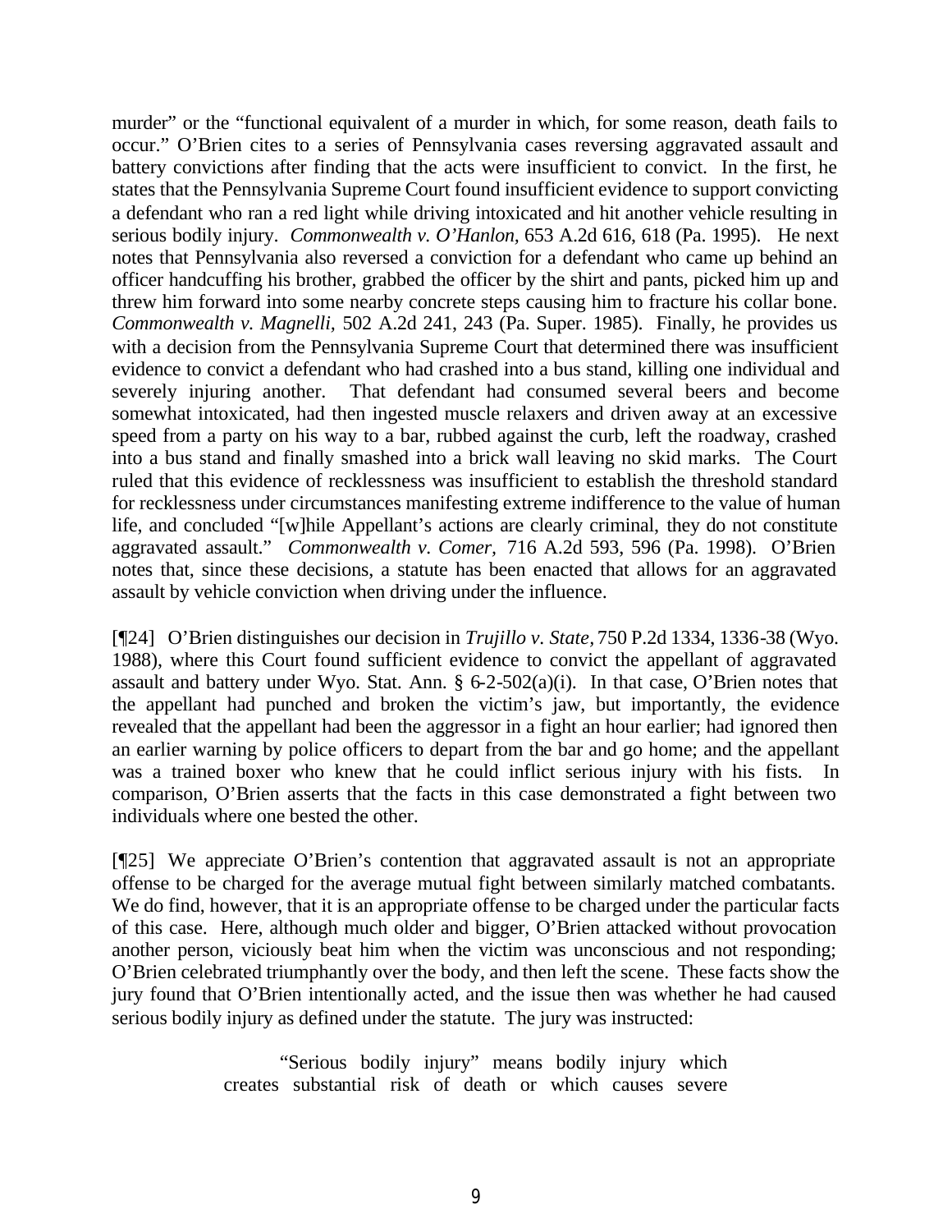murder" or the "functional equivalent of a murder in which, for some reason, death fails to occur." O'Brien cites to a series of Pennsylvania cases reversing aggravated assault and battery convictions after finding that the acts were insufficient to convict. In the first, he states that the Pennsylvania Supreme Court found insufficient evidence to support convicting a defendant who ran a red light while driving intoxicated and hit another vehicle resulting in serious bodily injury. *Commonwealth v. O'Hanlon,* 653 A.2d 616, 618 (Pa. 1995). He next notes that Pennsylvania also reversed a conviction for a defendant who came up behind an officer handcuffing his brother, grabbed the officer by the shirt and pants, picked him up and threw him forward into some nearby concrete steps causing him to fracture his collar bone. *Commonwealth v. Magnelli,* 502 A.2d 241, 243 (Pa. Super. 1985). Finally, he provides us with a decision from the Pennsylvania Supreme Court that determined there was insufficient evidence to convict a defendant who had crashed into a bus stand, killing one individual and severely injuring another. That defendant had consumed several beers and become somewhat intoxicated, had then ingested muscle relaxers and driven away at an excessive speed from a party on his way to a bar, rubbed against the curb, left the roadway, crashed into a bus stand and finally smashed into a brick wall leaving no skid marks. The Court ruled that this evidence of recklessness was insufficient to establish the threshold standard for recklessness under circumstances manifesting extreme indifference to the value of human life, and concluded "[w]hile Appellant's actions are clearly criminal, they do not constitute aggravated assault." *Commonwealth v. Comer,* 716 A.2d 593, 596 (Pa. 1998). O'Brien notes that, since these decisions, a statute has been enacted that allows for an aggravated assault by vehicle conviction when driving under the influence.

[¶24] O'Brien distinguishes our decision in *Trujillo v. State*, 750 P.2d 1334, 1336-38 (Wyo. 1988), where this Court found sufficient evidence to convict the appellant of aggravated assault and battery under Wyo. Stat. Ann. § 6-2-502(a)(i). In that case, O'Brien notes that the appellant had punched and broken the victim's jaw, but importantly, the evidence revealed that the appellant had been the aggressor in a fight an hour earlier; had ignored then an earlier warning by police officers to depart from the bar and go home; and the appellant was a trained boxer who knew that he could inflict serious injury with his fists. In comparison, O'Brien asserts that the facts in this case demonstrated a fight between two individuals where one bested the other.

[¶25] We appreciate O'Brien's contention that aggravated assault is not an appropriate offense to be charged for the average mutual fight between similarly matched combatants. We do find, however, that it is an appropriate offense to be charged under the particular facts of this case. Here, although much older and bigger, O'Brien attacked without provocation another person, viciously beat him when the victim was unconscious and not responding; O'Brien celebrated triumphantly over the body, and then left the scene. These facts show the jury found that O'Brien intentionally acted, and the issue then was whether he had caused serious bodily injury as defined under the statute. The jury was instructed:

> "Serious bodily injury" means bodily injury which creates substantial risk of death or which causes severe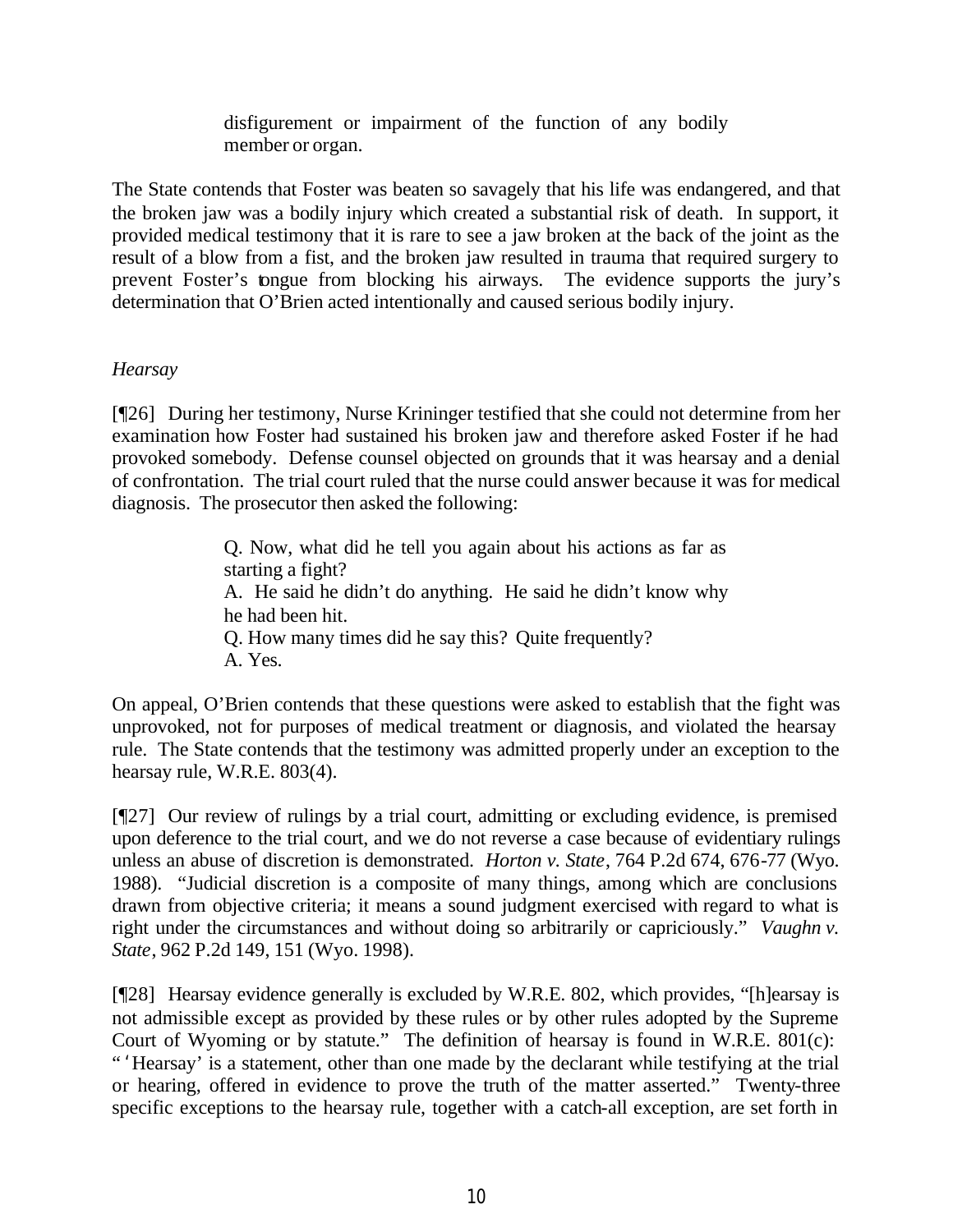> disfigurement or impairment of the function of any bodily member or organ.

The State contends that Foster was beaten so savagely that his life was endangered, and that the broken jaw was a bodily injury which created a substantial risk of death. In support, it provided medical testimony that it is rare to see a jaw broken at the back of the joint as the result of a blow from a fist, and the broken jaw resulted in trauma that required surgery to prevent Foster's tongue from blocking his airways. The evidence supports the jury's determination that O'Brien acted intentionally and caused serious bodily injury.

*Hearsay*

[¶26] During her testimony, Nurse Krininger testified that she could not determine from her examination how Foster had sustained his broken jaw and therefore asked Foster if he had provoked somebody. Defense counsel objected on grounds that it was hearsay and a denial of confrontation. The trial court ruled that the nurse could answer because it was for medical diagnosis. The prosecutor then asked the following:

> Q. Now, what did he tell you again about his actions as far as starting a fight?
> A. He said he didn't do anything. He said he didn't know why he had been hit.
> Q. How many times did he say this? Quite frequently?
> A. Yes.

On appeal, O'Brien contends that these questions were asked to establish that the fight was unprovoked, not for purposes of medical treatment or diagnosis, and violated the hearsay rule. The State contends that the testimony was admitted properly under an exception to the hearsay rule, W.R.E. 803(4).

[¶27] Our review of rulings by a trial court, admitting or excluding evidence, is premised upon deference to the trial court, and we do not reverse a case because of evidentiary rulings unless an abuse of discretion is demonstrated. *Horton v. State*, 764 P.2d 674, 676-77 (Wyo. 1988). "Judicial discretion is a composite of many things, among which are conclusions drawn from objective criteria; it means a sound judgment exercised with regard to what is right under the circumstances and without doing so arbitrarily or capriciously." *Vaughn v. State*, 962 P.2d 149, 151 (Wyo. 1998).

[¶28] Hearsay evidence generally is excluded by W.R.E. 802, which provides, "[h]earsay is not admissible except as provided by these rules or by other rules adopted by the Supreme Court of Wyoming or by statute." The definition of hearsay is found in W.R.E. 801(c): "'Hearsay' is a statement, other than one made by the declarant while testifying at the trial or hearing, offered in evidence to prove the truth of the matter asserted." Twenty-three specific exceptions to the hearsay rule, together with a catch-all exception, are set forth in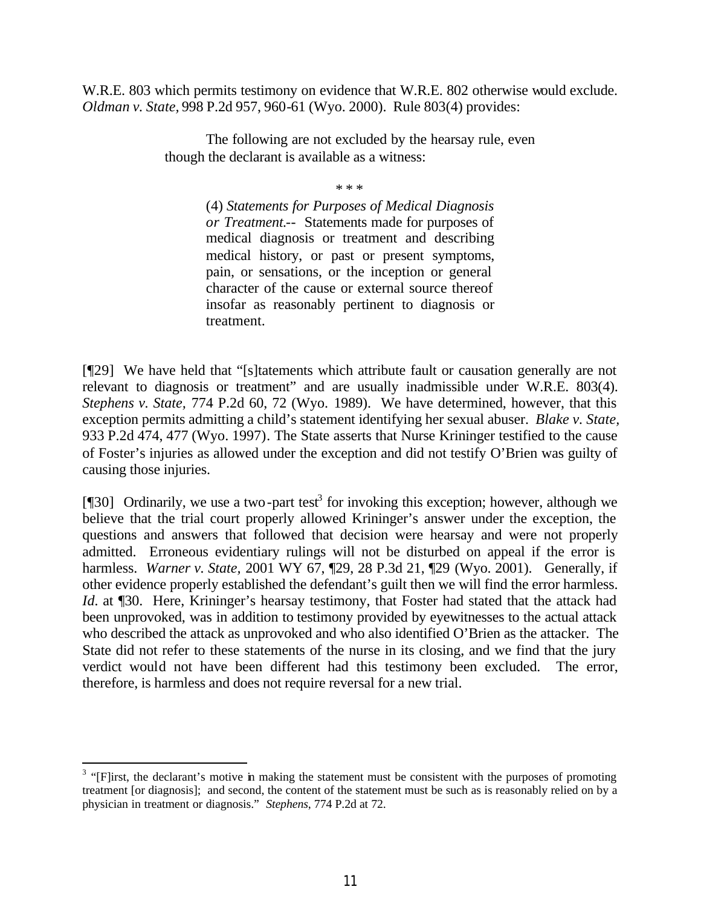W.R.E. 803 which permits testimony on evidence that W.R.E. 802 otherwise would exclude. *Oldman v. State*, 998 P.2d 957, 960-61 (Wyo. 2000). Rule 803(4) provides:

> The following are not excluded by the hearsay rule, even though the declarant is available as a witness:
>
> \* \* \*
>
> (4) *Statements for Purposes of Medical Diagnosis or Treatment*.-- Statements made for purposes of medical diagnosis or treatment and describing medical history, or past or present symptoms, pain, or sensations, or the inception or general character of the cause or external source thereof insofar as reasonably pertinent to diagnosis or treatment.

[¶29] We have held that "[s]tatements which attribute fault or causation generally are not relevant to diagnosis or treatment" and are usually inadmissible under W.R.E. 803(4). *Stephens v. State*, 774 P.2d 60, 72 (Wyo. 1989). We have determined, however, that this exception permits admitting a child's statement identifying her sexual abuser. *Blake v. State*, 933 P.2d 474, 477 (Wyo. 1997). The State asserts that Nurse Krininger testified to the cause of Foster's injuries as allowed under the exception and did not testify O'Brien was guilty of causing those injuries.

[¶30] Ordinarily, we use a two-part test[3] for invoking this exception; however, although we believe that the trial court properly allowed Krininger's answer under the exception, the questions and answers that followed that decision were hearsay and were not properly admitted. Erroneous evidentiary rulings will not be disturbed on appeal if the error is harmless. *Warner v. State*, 2001 WY 67, ¶29, 28 P.3d 21, ¶29 (Wyo. 2001). Generally, if other evidence properly established the defendant's guilt then we will find the error harmless. *Id*. at ¶30. Here, Krininger's hearsay testimony, that Foster had stated that the attack had been unprovoked, was in addition to testimony provided by eyewitnesses to the actual attack who described the attack as unprovoked and who also identified O'Brien as the attacker. The State did not refer to these statements of the nurse in its closing, and we find that the jury verdict would not have been different had this testimony been excluded. The error, therefore, is harmless and does not require reversal for a new trial.

---

[3] "[F]irst, the declarant's motive in making the statement must be consistent with the purposes of promoting treatment [or diagnosis]; and second, the content of the statement must be such as is reasonably relied on by a physician in treatment or diagnosis." *Stephens*, 774 P.2d at 72.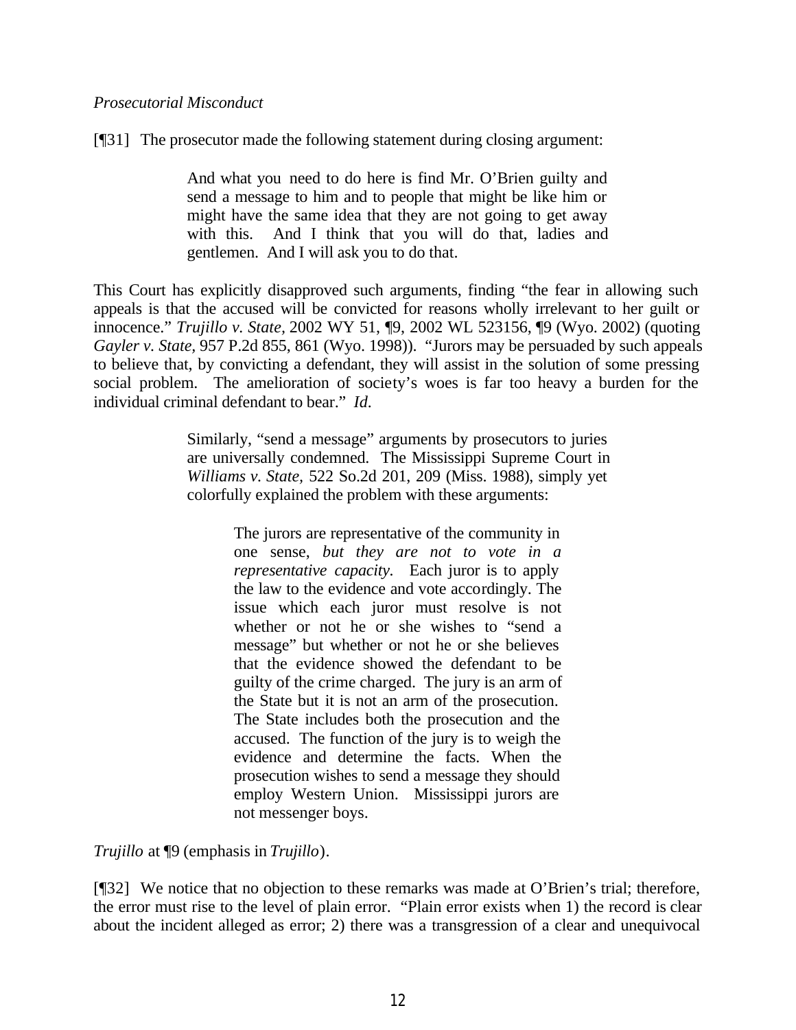*Prosecutorial Misconduct*

[¶31] The prosecutor made the following statement during closing argument:

> And what you need to do here is find Mr. O'Brien guilty and send a message to him and to people that might be like him or might have the same idea that they are not going to get away with this. And I think that you will do that, ladies and gentlemen. And I will ask you to do that.

This Court has explicitly disapproved such arguments, finding "the fear in allowing such appeals is that the accused will be convicted for reasons wholly irrelevant to her guilt or innocence." *Trujillo v. State*, 2002 WY 51, ¶9, 2002 WL 523156, ¶9 (Wyo. 2002) (quoting *Gayler v. State*, 957 P.2d 855, 861 (Wyo. 1998)). "Jurors may be persuaded by such appeals to believe that, by convicting a defendant, they will assist in the solution of some pressing social problem. The amelioration of society's woes is far too heavy a burden for the individual criminal defendant to bear." *Id.*

> Similarly, "send a message" arguments by prosecutors to juries are universally condemned. The Mississippi Supreme Court in *Williams v. State*, 522 So.2d 201, 209 (Miss. 1988), simply yet colorfully explained the problem with these arguments:
>
> > The jurors are representative of the community in one sense, *but they are not to vote in a representative capacity.* Each juror is to apply the law to the evidence and vote accordingly. The issue which each juror must resolve is not whether or not he or she wishes to "send a message" but whether or not he or she believes that the evidence showed the defendant to be guilty of the crime charged. The jury is an arm of the State but it is not an arm of the prosecution. The State includes both the prosecution and the accused. The function of the jury is to weigh the evidence and determine the facts. When the prosecution wishes to send a message they should employ Western Union. Mississippi jurors are not messenger boys.

*Trujillo* at ¶9 (emphasis in *Trujillo*).

[¶32] We notice that no objection to these remarks was made at O'Brien's trial; therefore, the error must rise to the level of plain error. "Plain error exists when 1) the record is clear about the incident alleged as error; 2) there was a transgression of a clear and unequivocal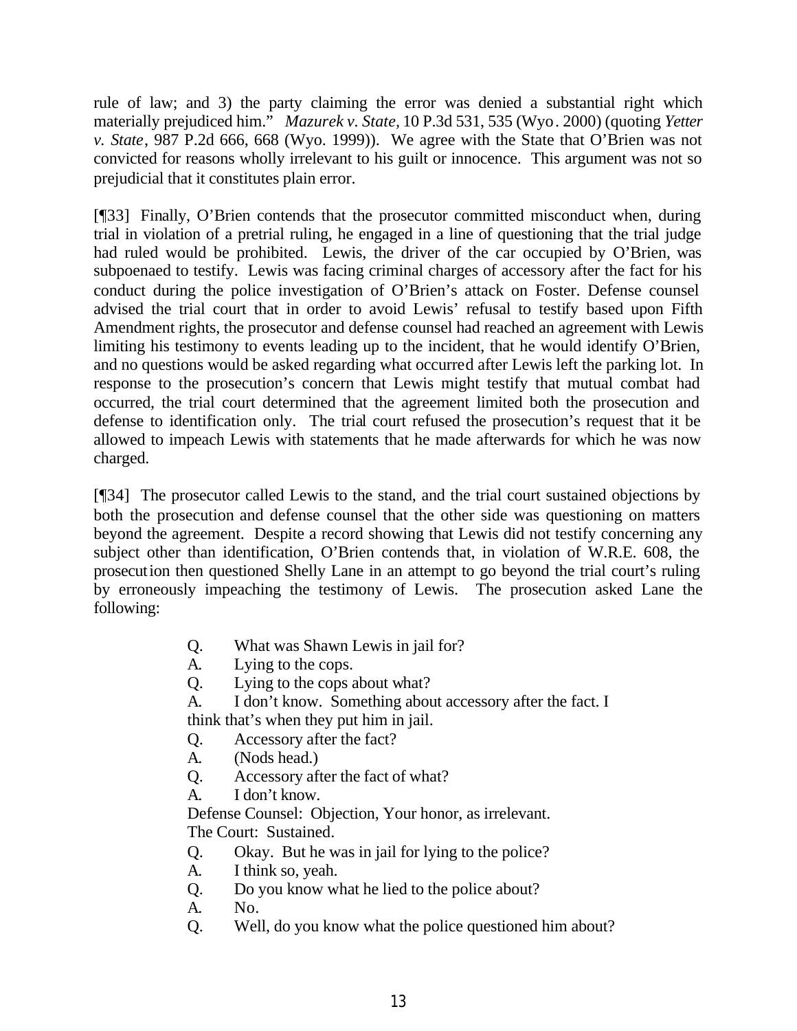rule of law; and 3) the party claiming the error was denied a substantial right which materially prejudiced him." *Mazurek v. State*, 10 P.3d 531, 535 (Wyo. 2000) (quoting *Yetter v. State*, 987 P.2d 666, 668 (Wyo. 1999)). We agree with the State that O'Brien was not convicted for reasons wholly irrelevant to his guilt or innocence. This argument was not so prejudicial that it constitutes plain error.

[¶33] Finally, O'Brien contends that the prosecutor committed misconduct when, during trial in violation of a pretrial ruling, he engaged in a line of questioning that the trial judge had ruled would be prohibited. Lewis, the driver of the car occupied by O'Brien, was subpoenaed to testify. Lewis was facing criminal charges of accessory after the fact for his conduct during the police investigation of O'Brien's attack on Foster. Defense counsel advised the trial court that in order to avoid Lewis' refusal to testify based upon Fifth Amendment rights, the prosecutor and defense counsel had reached an agreement with Lewis limiting his testimony to events leading up to the incident, that he would identify O'Brien, and no questions would be asked regarding what occurred after Lewis left the parking lot. In response to the prosecution's concern that Lewis might testify that mutual combat had occurred, the trial court determined that the agreement limited both the prosecution and defense to identification only. The trial court refused the prosecution's request that it be allowed to impeach Lewis with statements that he made afterwards for which he was now charged.

[¶34] The prosecutor called Lewis to the stand, and the trial court sustained objections by both the prosecution and defense counsel that the other side was questioning on matters beyond the agreement. Despite a record showing that Lewis did not testify concerning any subject other than identification, O'Brien contends that, in violation of W.R.E. 608, the prosecution then questioned Shelly Lane in an attempt to go beyond the trial court's ruling by erroneously impeaching the testimony of Lewis. The prosecution asked Lane the following:

> Q. What was Shawn Lewis in jail for?
> A. Lying to the cops.
> Q. Lying to the cops about what?
> A. I don't know. Something about accessory after the fact. I think that's when they put him in jail.
> Q. Accessory after the fact?
> A. (Nods head.)
> Q. Accessory after the fact of what?
> A. I don't know.
> Defense Counsel: Objection, Your honor, as irrelevant.
> The Court: Sustained.
> Q. Okay. But he was in jail for lying to the police?
> A. I think so, yeah.
> Q. Do you know what he lied to the police about?
> A. No.
> Q. Well, do you know what the police questioned him about?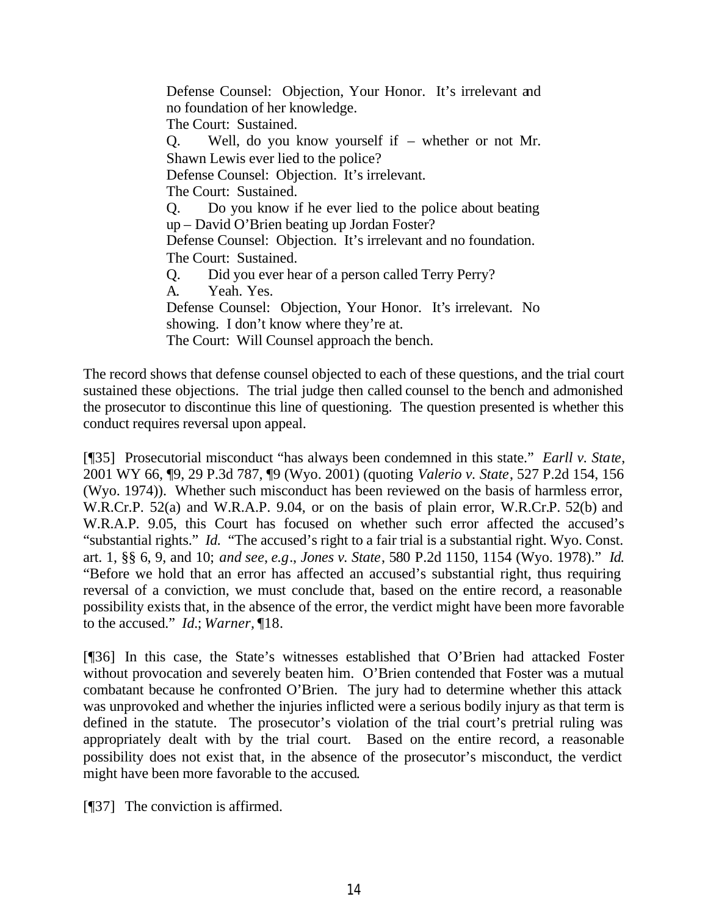> Defense Counsel: Objection, Your Honor. It's irrelevant and no foundation of her knowledge.
>
> The Court: Sustained.
>
> Q. Well, do you know yourself if – whether or not Mr. Shawn Lewis ever lied to the police?
>
> Defense Counsel: Objection. It's irrelevant.
>
> The Court: Sustained.
>
> Q. Do you know if he ever lied to the police about beating up – David O'Brien beating up Jordan Foster?
>
> Defense Counsel: Objection. It's irrelevant and no foundation.
>
> The Court: Sustained.
>
> Q. Did you ever hear of a person called Terry Perry?
>
> A. Yeah. Yes.
>
> Defense Counsel: Objection, Your Honor. It's irrelevant. No showing. I don't know where they're at.
>
> The Court: Will Counsel approach the bench.

The record shows that defense counsel objected to each of these questions, and the trial court sustained these objections. The trial judge then called counsel to the bench and admonished the prosecutor to discontinue this line of questioning. The question presented is whether this conduct requires reversal upon appeal.

[¶35] Prosecutorial misconduct "has always been condemned in this state." *Earll v. State*, 2001 WY 66, ¶9, 29 P.3d 787, ¶9 (Wyo. 2001) (quoting *Valerio v. State*, 527 P.2d 154, 156 (Wyo. 1974)). Whether such misconduct has been reviewed on the basis of harmless error, W.R.Cr.P. 52(a) and W.R.A.P. 9.04, or on the basis of plain error, W.R.Cr.P. 52(b) and W.R.A.P. 9.05, this Court has focused on whether such error affected the accused's "substantial rights." *Id.* "The accused's right to a fair trial is a substantial right. Wyo. Const. art. 1, §§ 6, 9, and 10; *and see*, *e.g*., *Jones v. State*, 580 P.2d 1150, 1154 (Wyo. 1978)." *Id.* "Before we hold that an error has affected an accused's substantial right, thus requiring reversal of a conviction, we must conclude that, based on the entire record, a reasonable possibility exists that, in the absence of the error, the verdict might have been more favorable to the accused." *Id.*; *Warner*, ¶18.

[¶36] In this case, the State's witnesses established that O'Brien had attacked Foster without provocation and severely beaten him. O'Brien contended that Foster was a mutual combatant because he confronted O'Brien. The jury had to determine whether this attack was unprovoked and whether the injuries inflicted were a serious bodily injury as that term is defined in the statute. The prosecutor's violation of the trial court's pretrial ruling was appropriately dealt with by the trial court. Based on the entire record, a reasonable possibility does not exist that, in the absence of the prosecutor's misconduct, the verdict might have been more favorable to the accused.

[¶37] The conviction is affirmed.